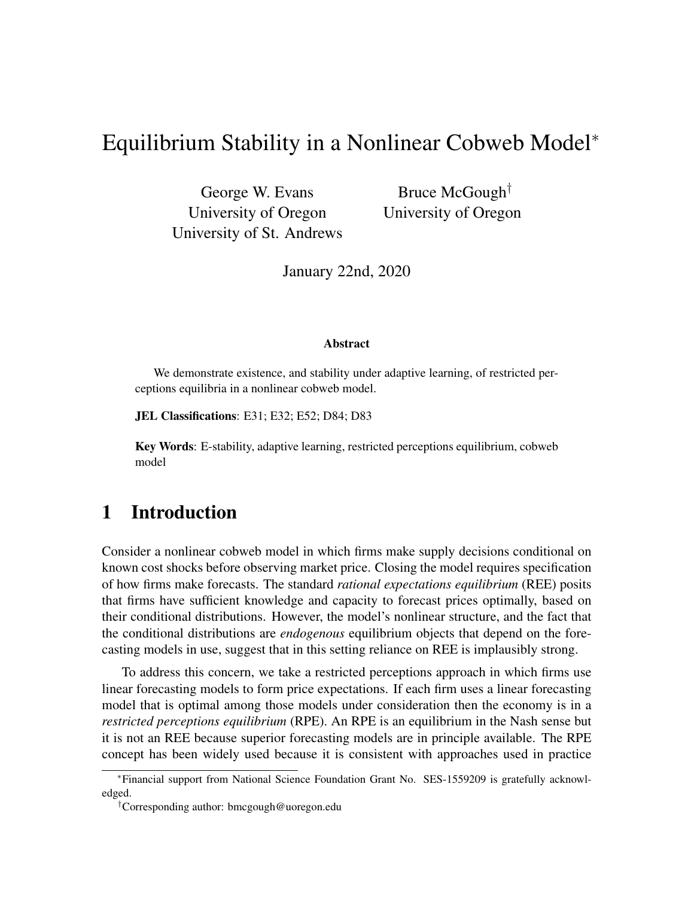# Equilibrium Stability in a Nonlinear Cobweb Model*

George W. Evans
University of Oregon
University of St. Andrews

Bruce McGough†
University of Oregon

January 22nd, 2020

### Abstract

We demonstrate existence, and stability under adaptive learning, of restricted perceptions equilibria in a nonlinear cobweb model.

**JEL Classifications**: E31; E32; E52; D84; D83

**Key Words**: E-stability, adaptive learning, restricted perceptions equilibrium, cobweb model

## 1 Introduction

Consider a nonlinear cobweb model in which firms make supply decisions conditional on known cost shocks before observing market price. Closing the model requires specification of how firms make forecasts. The standard *rational expectations equilibrium* (REE) posits that firms have sufficient knowledge and capacity to forecast prices optimally, based on their conditional distributions. However, the model's nonlinear structure, and the fact that the conditional distributions are *endogenous* equilibrium objects that depend on the forecasting models in use, suggest that in this setting reliance on REE is implausibly strong.

To address this concern, we take a restricted perceptions approach in which firms use linear forecasting models to form price expectations. If each firm uses a linear forecasting model that is optimal among those models under consideration then the economy is in a *restricted perceptions equilibrium* (RPE). An RPE is an equilibrium in the Nash sense but it is not an REE because superior forecasting models are in principle available. The RPE concept has been widely used because it is consistent with approaches used in practice

*Financial support from National Science Foundation Grant No. SES-1559209 is gratefully acknowledged.

†Corresponding author: bmcgough@uoregon.edu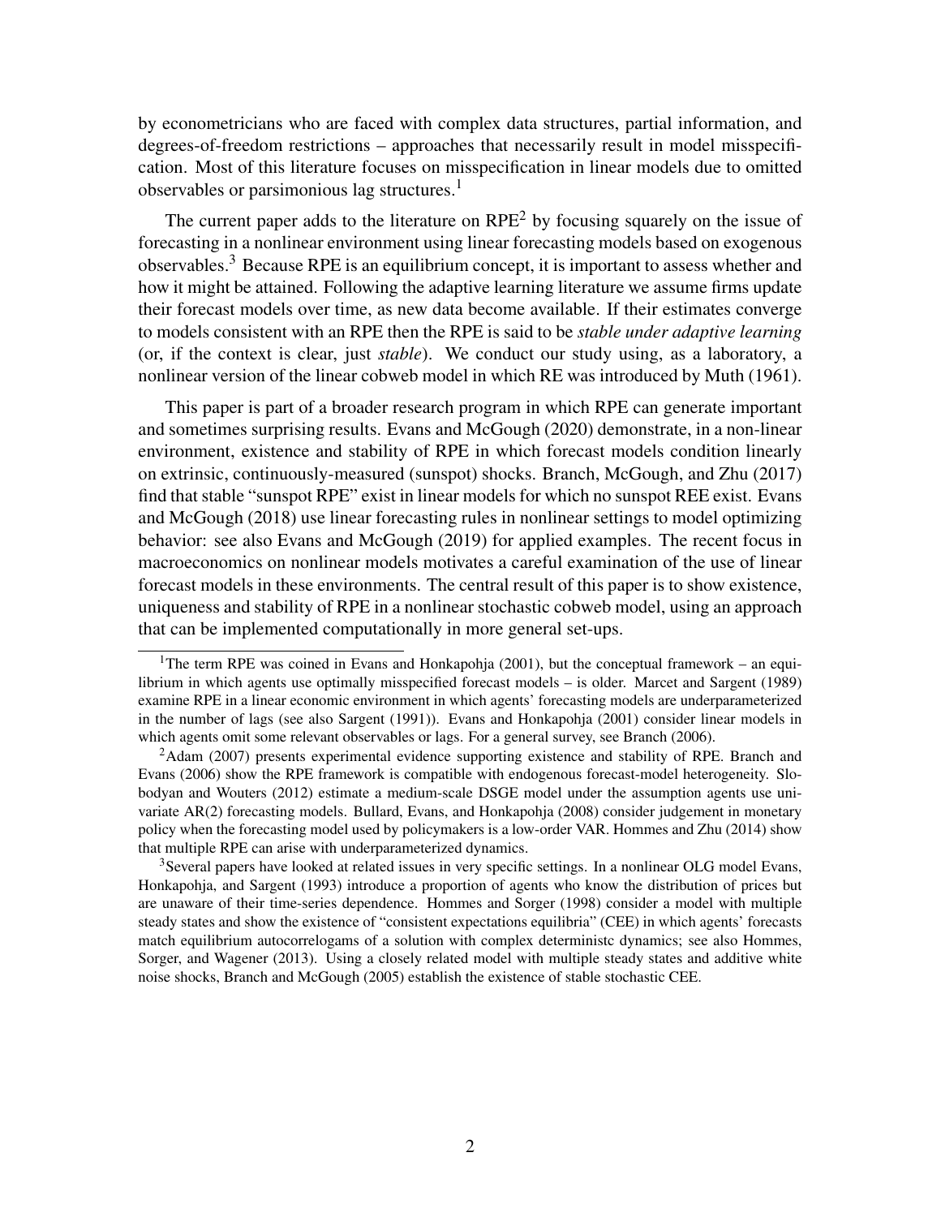by econometricians who are faced with complex data structures, partial information, and degrees-of-freedom restrictions – approaches that necessarily result in model misspecification. Most of this literature focuses on misspecification in linear models due to omitted observables or parsimonious lag structures.[1]

The current paper adds to the literature on RPE[2] by focusing squarely on the issue of forecasting in a nonlinear environment using linear forecasting models based on exogenous observables.[3] Because RPE is an equilibrium concept, it is important to assess whether and how it might be attained. Following the adaptive learning literature we assume firms update their forecast models over time, as new data become available. If their estimates converge to models consistent with an RPE then the RPE is said to be *stable under adaptive learning* (or, if the context is clear, just *stable*). We conduct our study using, as a laboratory, a nonlinear version of the linear cobweb model in which RE was introduced by Muth (1961).

This paper is part of a broader research program in which RPE can generate important and sometimes surprising results. Evans and McGough (2020) demonstrate, in a non-linear environment, existence and stability of RPE in which forecast models condition linearly on extrinsic, continuously-measured (sunspot) shocks. Branch, McGough, and Zhu (2017) find that stable "sunspot RPE" exist in linear models for which no sunspot REE exist. Evans and McGough (2018) use linear forecasting rules in nonlinear settings to model optimizing behavior: see also Evans and McGough (2019) for applied examples. The recent focus in macroeconomics on nonlinear models motivates a careful examination of the use of linear forecast models in these environments. The central result of this paper is to show existence, uniqueness and stability of RPE in a nonlinear stochastic cobweb model, using an approach that can be implemented computationally in more general set-ups.

[1]The term RPE was coined in Evans and Honkapohja (2001), but the conceptual framework – an equilibrium in which agents use optimally misspecified forecast models – is older. Marcet and Sargent (1989) examine RPE in a linear economic environment in which agents' forecasting models are underparameterized in the number of lags (see also Sargent (1991)). Evans and Honkapohja (2001) consider linear models in which agents omit some relevant observables or lags. For a general survey, see Branch (2006).

[2]Adam (2007) presents experimental evidence supporting existence and stability of RPE. Branch and Evans (2006) show the RPE framework is compatible with endogenous forecast-model heterogeneity. Slobodyan and Wouters (2012) estimate a medium-scale DSGE model under the assumption agents use univariate AR(2) forecasting models. Bullard, Evans, and Honkapohja (2008) consider judgement in monetary policy when the forecasting model used by policymakers is a low-order VAR. Hommes and Zhu (2014) show that multiple RPE can arise with underparameterized dynamics.

[3]Several papers have looked at related issues in very specific settings. In a nonlinear OLG model Evans, Honkapohja, and Sargent (1993) introduce a proportion of agents who know the distribution of prices but are unaware of their time-series dependence. Hommes and Sorger (1998) consider a model with multiple steady states and show the existence of "consistent expectations equilibria" (CEE) in which agents' forecasts match equilibrium autocorrelogams of a solution with complex determinstc dynamics; see also Hommes, Sorger, and Wagener (2013). Using a closely related model with multiple steady states and additive white noise shocks, Branch and McGough (2005) establish the existence of stable stochastic CEE.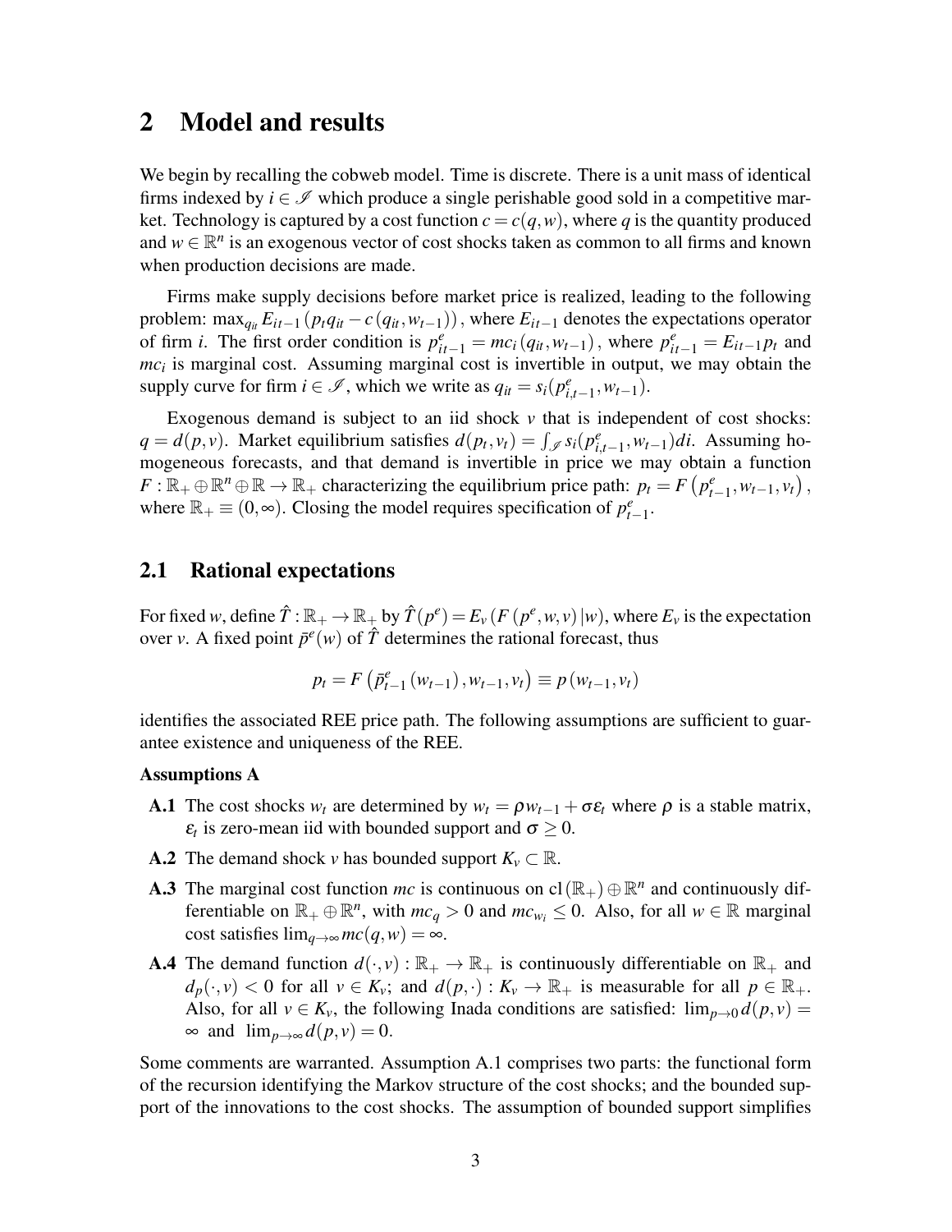## 2 Model and results

We begin by recalling the cobweb model. Time is discrete. There is a unit mass of identical firms indexed by $i \in \mathscr{I}$ which produce a single perishable good sold in a competitive market. Technology is captured by a cost function $c = c(q,w)$, where $q$ is the quantity produced and $w \in \mathbb{R}^n$ is an exogenous vector of cost shocks taken as common to all firms and known when production decisions are made.

Firms make supply decisions before market price is realized, leading to the following problem: $\max_{q_{it}} E_{it-1}\left(p_t q_{it} - c\left(q_{it}, w_{t-1}\right)\right)$, where $E_{it-1}$ denotes the expectations operator of firm $i$. The first order condition is $p^e_{it-1} = mc_i\left(q_{it}, w_{t-1}\right)$, where $p^e_{it-1} = E_{it-1}p_t$ and $mc_i$ is marginal cost. Assuming marginal cost is invertible in output, we may obtain the supply curve for firm $i \in \mathscr{I}$, which we write as $q_{it} = s_i(p^e_{i,t-1}, w_{t-1})$.

Exogenous demand is subject to an iid shock $v$ that is independent of cost shocks: $q = d(p,v)$. Market equilibrium satisfies $d(p_t, v_t) = \int_{\mathscr{I}} s_i(p^e_{i,t-1}, w_{t-1})di$. Assuming homogeneous forecasts, and that demand is invertible in price we may obtain a function $F : \mathbb{R}_+ \oplus \mathbb{R}^n \oplus \mathbb{R} \to \mathbb{R}_+$ characterizing the equilibrium price path: $p_t = F\left(p^e_{t-1}, w_{t-1}, v_t\right)$, where $\mathbb{R}_+ \equiv (0,\infty)$. Closing the model requires specification of $p^e_{t-1}$.

### 2.1 Rational expectations

For fixed $w$, define $\hat{T} : \mathbb{R}_+ \to \mathbb{R}_+$ by $\hat{T}(p^e) = E_v\left(F\left(p^e, w, v\right)|w\right)$, where $E_v$ is the expectation over $v$. A fixed point $\bar{p}^e(w)$ of $\hat{T}$ determines the rational forecast, thus

$$p_t = F\left(\bar{p}^e_{t-1}\left(w_{t-1}\right), w_{t-1}, v_t\right) \equiv p\left(w_{t-1}, v_t\right)$$

identifies the associated REE price path. The following assumptions are sufficient to guarantee existence and uniqueness of the REE.

**Assumptions A**

- **A.1** The cost shocks $w_t$ are determined by $w_t = \rho w_{t-1} + \sigma \varepsilon_t$ where $\rho$ is a stable matrix, $\varepsilon_t$ is zero-mean iid with bounded support and $\sigma \geq 0$.
- **A.2** The demand shock $v$ has bounded support $K_v \subset \mathbb{R}$.
- **A.3** The marginal cost function $mc$ is continuous on $\text{cl}\left(\mathbb{R}_+\right) \oplus \mathbb{R}^n$ and continuously differentiable on $\mathbb{R}_+ \oplus \mathbb{R}^n$, with $mc_q > 0$ and $mc_{w_i} \leq 0$. Also, for all $w \in \mathbb{R}$ marginal cost satisfies $\lim_{q\to\infty} mc(q,w) = \infty$.
- **A.4** The demand function $d(\cdot, v) : \mathbb{R}_+ \to \mathbb{R}_+$ is continuously differentiable on $\mathbb{R}_+$ and $d_p(\cdot, v) < 0$ for all $v \in K_v$; and $d(p, \cdot) : K_v \to \mathbb{R}_+$ is measurable for all $p \in \mathbb{R}_+$. Also, for all $v \in K_v$, the following Inada conditions are satisfied: $\lim_{p\to 0} d(p,v) = \infty$ and $\lim_{p\to\infty} d(p,v) = 0$.

Some comments are warranted. Assumption A.1 comprises two parts: the functional form of the recursion identifying the Markov structure of the cost shocks; and the bounded support of the innovations to the cost shocks. The assumption of bounded support simplifies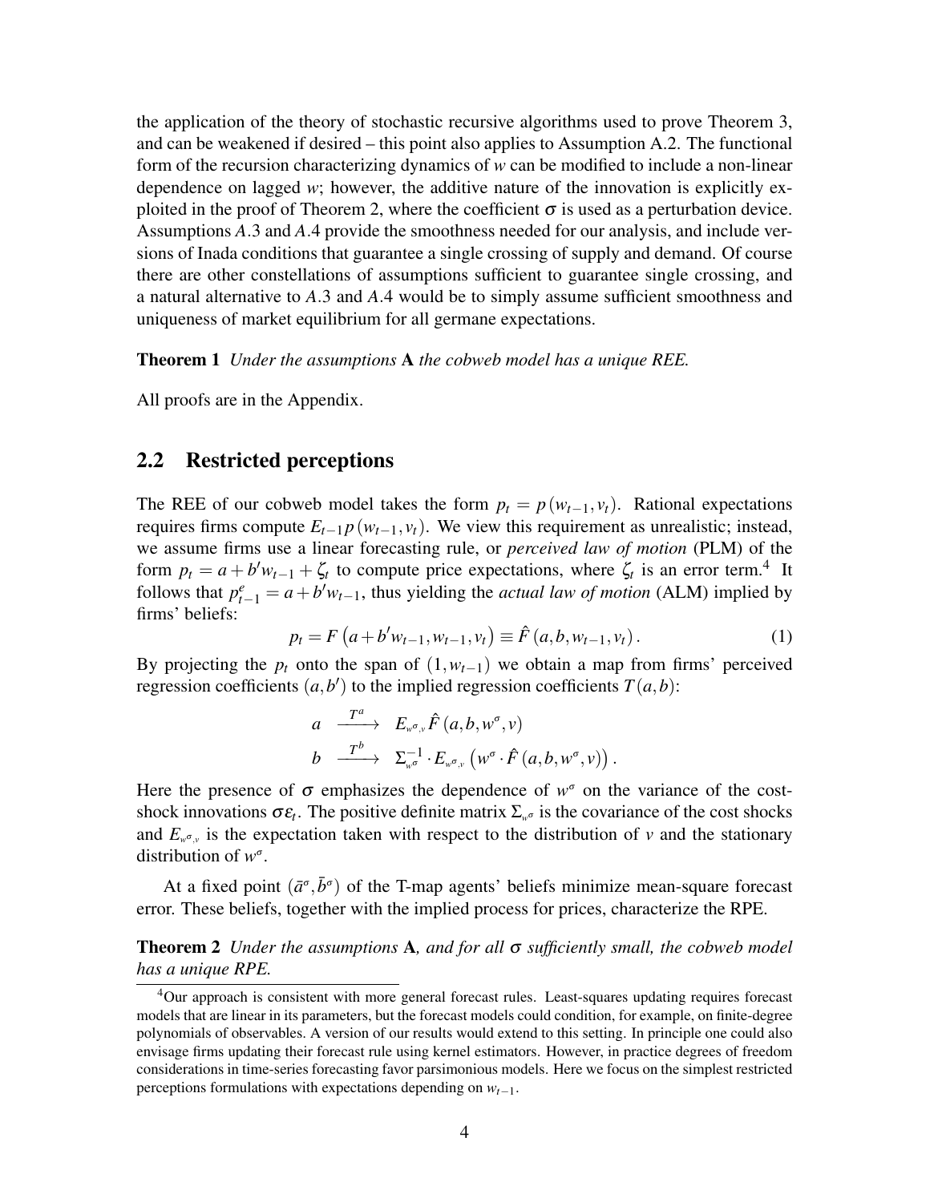the application of the theory of stochastic recursive algorithms used to prove Theorem 3, and can be weakened if desired – this point also applies to Assumption A.2. The functional form of the recursion characterizing dynamics of $w$ can be modified to include a non-linear dependence on lagged $w$; however, the additive nature of the innovation is explicitly exploited in the proof of Theorem 2, where the coefficient $\sigma$ is used as a perturbation device. Assumptions $A.3$ and $A.4$ provide the smoothness needed for our analysis, and include versions of Inada conditions that guarantee a single crossing of supply and demand. Of course there are other constellations of assumptions sufficient to guarantee single crossing, and a natural alternative to $A.3$ and $A.4$ would be to simply assume sufficient smoothness and uniqueness of market equilibrium for all germane expectations.

**Theorem 1** *Under the assumptions* **A** *the cobweb model has a unique REE.*

All proofs are in the Appendix.

## 2.2 Restricted perceptions

The REE of our cobweb model takes the form $p_t = p(w_{t-1}, v_t)$. Rational expectations requires firms compute $E_{t-1}p(w_{t-1}, v_t)$. We view this requirement as unrealistic; instead, we assume firms use a linear forecasting rule, or *perceived law of motion* (PLM) of the form $p_t = a + b'w_{t-1} + \zeta_t$ to compute price expectations, where $\zeta_t$ is an error term.[4] It follows that $p^e_{t-1} = a + b'w_{t-1}$, thus yielding the *actual law of motion* (ALM) implied by firms' beliefs:

$$p_t = F\left(a + b'w_{t-1}, w_{t-1}, v_t\right) \equiv \hat{F}\left(a, b, w_{t-1}, v_t\right). \tag{1}$$

By projecting the $p_t$ onto the span of $(1, w_{t-1})$ we obtain a map from firms' perceived regression coefficients $(a, b')$ to the implied regression coefficients $T(a, b)$:

$$\begin{aligned} a &\xrightarrow{\;T^a\;} E_{w^\sigma, v}\hat{F}\left(a, b, w^\sigma, v\right) \\ b &\xrightarrow{\;T^b\;} \Sigma_{w^\sigma}^{-1} \cdot E_{w^\sigma, v}\left(w^\sigma \cdot \hat{F}\left(a, b, w^\sigma, v\right)\right). \end{aligned}$$

Here the presence of $\sigma$ emphasizes the dependence of $w^\sigma$ on the variance of the cost-shock innovations $\sigma\varepsilon_t$. The positive definite matrix $\Sigma_{w^\sigma}$ is the covariance of the cost shocks and $E_{w^\sigma, v}$ is the expectation taken with respect to the distribution of $v$ and the stationary distribution of $w^\sigma$.

At a fixed point $(\bar{a}^\sigma, \bar{b}^\sigma)$ of the T-map agents' beliefs minimize mean-square forecast error. These beliefs, together with the implied process for prices, characterize the RPE.

**Theorem 2** *Under the assumptions* **A***, and for all $\sigma$ sufficiently small, the cobweb model has a unique RPE.*

[4] Our approach is consistent with more general forecast rules. Least-squares updating requires forecast models that are linear in its parameters, but the forecast models could condition, for example, on finite-degree polynomials of observables. A version of our results would extend to this setting. In principle one could also envisage firms updating their forecast rule using kernel estimators. However, in practice degrees of freedom considerations in time-series forecasting favor parsimonious models. Here we focus on the simplest restricted perceptions formulations with expectations depending on $w_{t-1}$.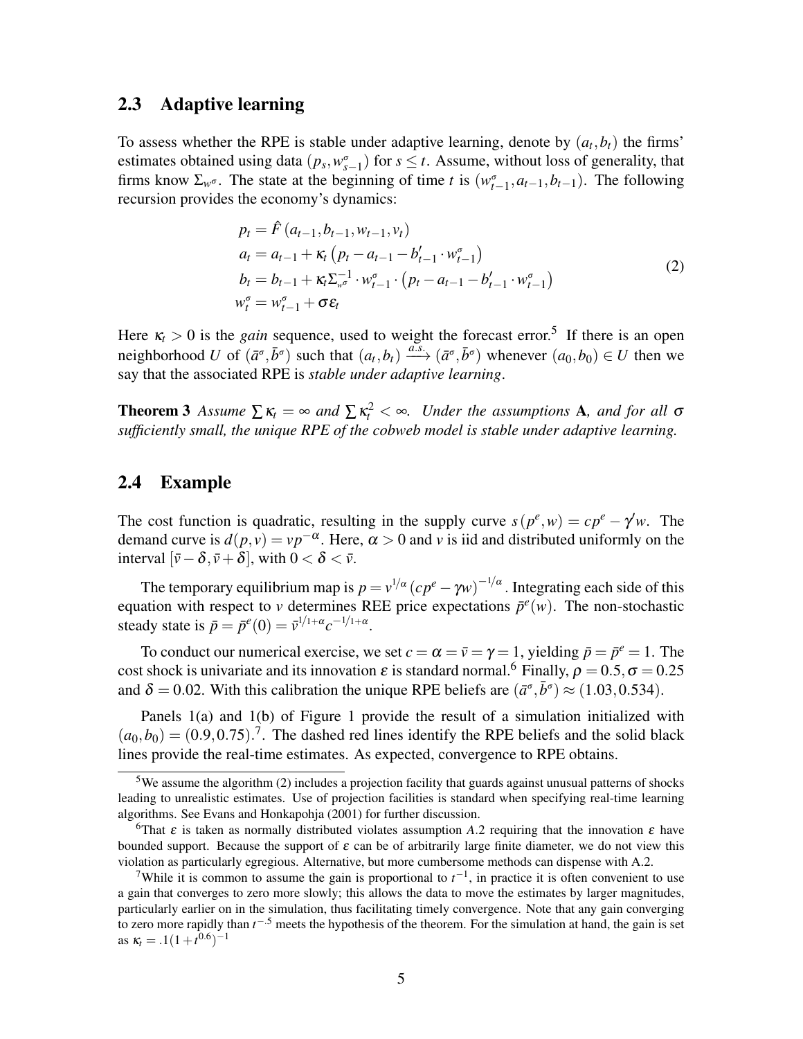## 2.3 Adaptive learning

To assess whether the RPE is stable under adaptive learning, denote by $(a_t, b_t)$ the firms' estimates obtained using data $(p_s, w^{\sigma}_{s-1})$ for $s \leq t$. Assume, without loss of generality, that firms know $\Sigma_{w^{\sigma}}$. The state at the beginning of time $t$ is $(w^{\sigma}_{t-1}, a_{t-1}, b_{t-1})$. The following recursion provides the economy's dynamics:

$$
\begin{aligned}
p_t &= \hat{F}\left(a_{t-1}, b_{t-1}, w_{t-1}, v_t\right) \\
a_t &= a_{t-1} + \kappa_t \left(p_t - a_{t-1} - b'_{t-1} \cdot w^{\sigma}_{t-1}\right) \\
b_t &= b_{t-1} + \kappa_t \Sigma^{-1}_{w^{\sigma}} \cdot w^{\sigma}_{t-1} \cdot \left(p_t - a_{t-1} - b'_{t-1} \cdot w^{\sigma}_{t-1}\right) \\
w^{\sigma}_t &= w^{\sigma}_{t-1} + \sigma \varepsilon_t
\end{aligned}
\tag{2}
$$

Here $\kappa_t > 0$ is the *gain* sequence, used to weight the forecast error.[5] If there is an open neighborhood $U$ of $(\bar{a}^{\sigma}, \bar{b}^{\sigma})$ such that $(a_t, b_t) \xrightarrow{a.s.} (\bar{a}^{\sigma}, \bar{b}^{\sigma})$ whenever $(a_0, b_0) \in U$ then we say that the associated RPE is *stable under adaptive learning*.

**Theorem 3** *Assume $\sum \kappa_t = \infty$ and $\sum \kappa_t^2 < \infty$. Under the assumptions* **A**, *and for all $\sigma$ sufficiently small, the unique RPE of the cobweb model is stable under adaptive learning.*

## 2.4 Example

The cost function is quadratic, resulting in the supply curve $s(p^e, w) = cp^e - \gamma' w$. The demand curve is $d(p, v) = vp^{-\alpha}$. Here, $\alpha > 0$ and $v$ is iid and distributed uniformly on the interval $[\bar{v} - \delta, \bar{v} + \delta]$, with $0 < \delta < \bar{v}$.

The temporary equilibrium map is $p = v^{1/\alpha}\left(cp^e - \gamma w\right)^{-1/\alpha}$. Integrating each side of this equation with respect to $v$ determines REE price expectations $\bar{p}^e(w)$. The non-stochastic steady state is $\bar{p} = \bar{p}^e(0) = \bar{v}^{1/1+\alpha} c^{-1/1+\alpha}$.

To conduct our numerical exercise, we set $c = \alpha = \bar{v} = \gamma = 1$, yielding $\bar{p} = \bar{p}^e = 1$. The cost shock is univariate and its innovation $\varepsilon$ is standard normal.[6] Finally, $\rho = 0.5, \sigma = 0.25$ and $\delta = 0.02$. With this calibration the unique RPE beliefs are $(\bar{a}^{\sigma}, \bar{b}^{\sigma}) \approx (1.03, 0.534)$.

Panels 1(a) and 1(b) of Figure 1 provide the result of a simulation initialized with $(a_0, b_0) = (0.9, 0.75)$.[7]. The dashed red lines identify the RPE beliefs and the solid black lines provide the real-time estimates. As expected, convergence to RPE obtains.

---

[5] We assume the algorithm (2) includes a projection facility that guards against unusual patterns of shocks leading to unrealistic estimates. Use of projection facilities is standard when specifying real-time learning algorithms. See Evans and Honkapohja (2001) for further discussion.

[6] That $\varepsilon$ is taken as normally distributed violates assumption *A*.2 requiring that the innovation $\varepsilon$ have bounded support. Because the support of $\varepsilon$ can be of arbitrarily large finite diameter, we do not view this violation as particularly egregious. Alternative, but more cumbersome methods can dispense with A.2.

[7] While it is common to assume the gain is proportional to $t^{-1}$, in practice it is often convenient to use a gain that converges to zero more slowly; this allows the data to move the estimates by larger magnitudes, particularly earlier on in the simulation, thus facilitating timely convergence. Note that any gain converging to zero more rapidly than $t^{-.5}$ meets the hypothesis of the theorem. For the simulation at hand, the gain is set as $\kappa_t = .1(1 + t^{0.6})^{-1}$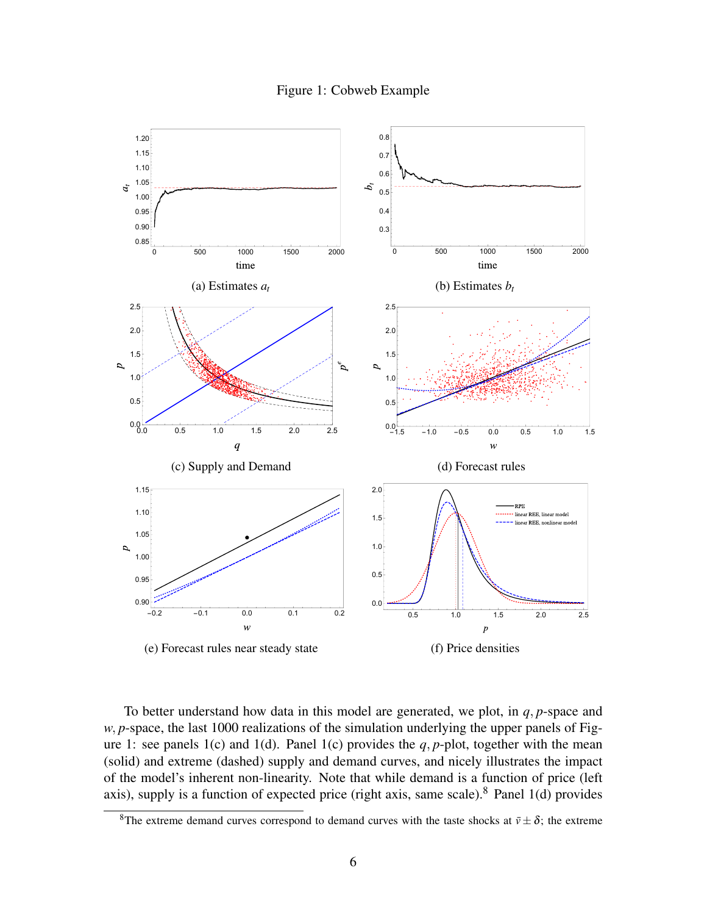Figure 1: Cobweb Example

(a) Estimates $a_t$

(b) Estimates $b_t$

(c) Supply and Demand

(d) Forecast rules

(e) Forecast rules near steady state

(f) Price densities

To better understand how data in this model are generated, we plot, in $q,p$-space and $w,p$-space, the last 1000 realizations of the simulation underlying the upper panels of Figure 1: see panels 1(c) and 1(d). Panel 1(c) provides the $q,p$-plot, together with the mean (solid) and extreme (dashed) supply and demand curves, and nicely illustrates the impact of the model's inherent non-linearity. Note that while demand is a function of price (left axis), supply is a function of expected price (right axis, same scale).[8] Panel 1(d) provides

[8] The extreme demand curves correspond to demand curves with the taste shocks at $\bar{v} \pm \delta$; the extreme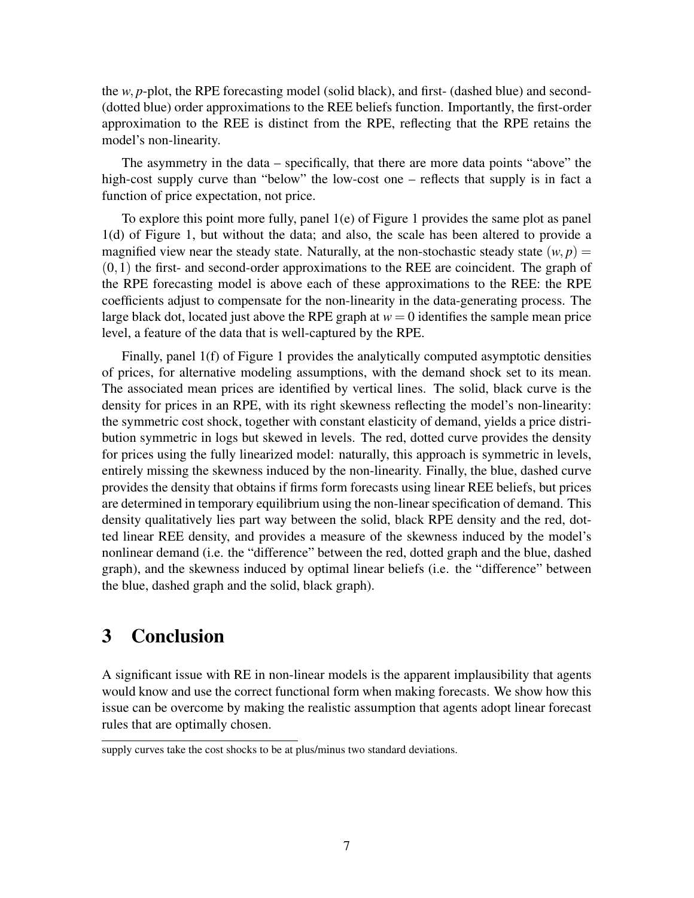the $w, p$-plot, the RPE forecasting model (solid black), and first- (dashed blue) and second- (dotted blue) order approximations to the REE beliefs function. Importantly, the first-order approximation to the REE is distinct from the RPE, reflecting that the RPE retains the model's non-linearity.

The asymmetry in the data – specifically, that there are more data points "above" the high-cost supply curve than "below" the low-cost one – reflects that supply is in fact a function of price expectation, not price.

To explore this point more fully, panel 1(e) of Figure 1 provides the same plot as panel 1(d) of Figure 1, but without the data; and also, the scale has been altered to provide a magnified view near the steady state. Naturally, at the non-stochastic steady state $(w, p) = (0, 1)$ the first- and second-order approximations to the REE are coincident. The graph of the RPE forecasting model is above each of these approximations to the REE: the RPE coefficients adjust to compensate for the non-linearity in the data-generating process. The large black dot, located just above the RPE graph at $w = 0$ identifies the sample mean price level, a feature of the data that is well-captured by the RPE.

Finally, panel 1(f) of Figure 1 provides the analytically computed asymptotic densities of prices, for alternative modeling assumptions, with the demand shock set to its mean. The associated mean prices are identified by vertical lines. The solid, black curve is the density for prices in an RPE, with its right skewness reflecting the model's non-linearity: the symmetric cost shock, together with constant elasticity of demand, yields a price distribution symmetric in logs but skewed in levels. The red, dotted curve provides the density for prices using the fully linearized model: naturally, this approach is symmetric in levels, entirely missing the skewness induced by the non-linearity. Finally, the blue, dashed curve provides the density that obtains if firms form forecasts using linear REE beliefs, but prices are determined in temporary equilibrium using the non-linear specification of demand. This density qualitatively lies part way between the solid, black RPE density and the red, dotted linear REE density, and provides a measure of the skewness induced by the model's nonlinear demand (i.e. the "difference" between the red, dotted graph and the blue, dashed graph), and the skewness induced by optimal linear beliefs (i.e. the "difference" between the blue, dashed graph and the solid, black graph).

# 3 Conclusion

A significant issue with RE in non-linear models is the apparent implausibility that agents would know and use the correct functional form when making forecasts. We show how this issue can be overcome by making the realistic assumption that agents adopt linear forecast rules that are optimally chosen.

supply curves take the cost shocks to be at plus/minus two standard deviations.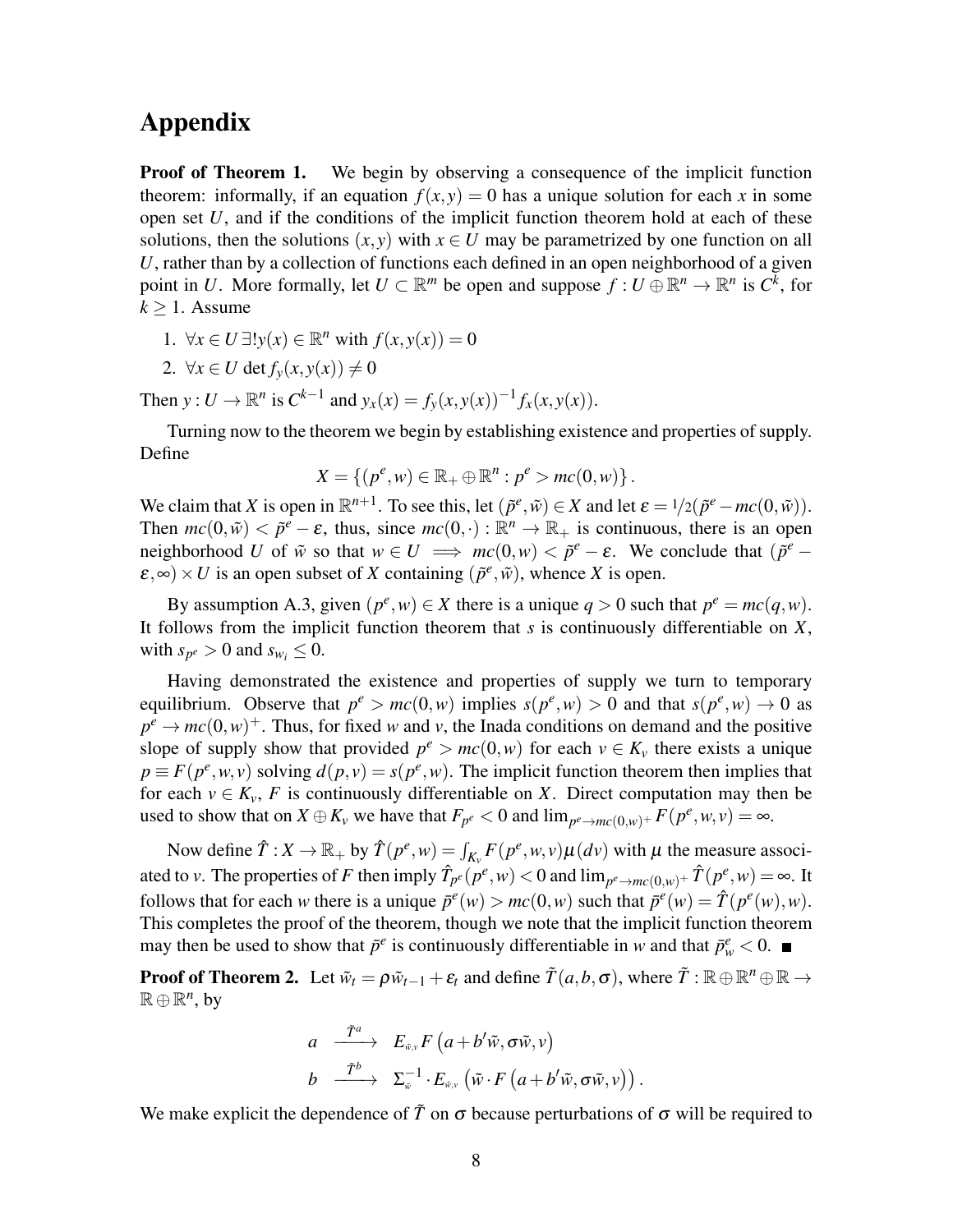# Appendix

**Proof of Theorem 1.** We begin by observing a consequence of the implicit function theorem: informally, if an equation $f(x,y) = 0$ has a unique solution for each $x$ in some open set $U$, and if the conditions of the implicit function theorem hold at each of these solutions, then the solutions $(x,y)$ with $x \in U$ may be parametrized by one function on all $U$, rather than by a collection of functions each defined in an open neighborhood of a given point in $U$. More formally, let $U \subset \mathbb{R}^m$ be open and suppose $f : U \oplus \mathbb{R}^n \to \mathbb{R}^n$ is $C^k$, for $k \geq 1$. Assume

1. $\forall x \in U \, \exists! y(x) \in \mathbb{R}^n$ with $f(x,y(x)) = 0$
2. $\forall x \in U \, \det f_y(x,y(x)) \neq 0$

Then $y : U \to \mathbb{R}^n$ is $C^{k-1}$ and $y_x(x) = f_y(x,y(x))^{-1} f_x(x,y(x))$.

Turning now to the theorem we begin by establishing existence and properties of supply. Define

$$X = \{(p^e,w) \in \mathbb{R}_+ \oplus \mathbb{R}^n : p^e > mc(0,w)\}.$$

We claim that $X$ is open in $\mathbb{R}^{n+1}$. To see this, let $(\tilde{p}^e,\tilde{w}) \in X$ and let $\varepsilon = 1/2(\tilde{p}^e - mc(0,\tilde{w}))$. Then $mc(0,\tilde{w}) < \tilde{p}^e - \varepsilon$, thus, since $mc(0,\cdot) : \mathbb{R}^n \to \mathbb{R}_+$ is continuous, there is an open neighborhood $U$ of $\tilde{w}$ so that $w \in U \implies mc(0,w) < \tilde{p}^e - \varepsilon$. We conclude that $(\tilde{p}^e - \varepsilon, \infty) \times U$ is an open subset of $X$ containing $(\tilde{p}^e,\tilde{w})$, whence $X$ is open.

By assumption A.3, given $(p^e,w) \in X$ there is a unique $q > 0$ such that $p^e = mc(q,w)$. It follows from the implicit function theorem that $s$ is continuously differentiable on $X$, with $s_{p^e} > 0$ and $s_{w_i} \leq 0$.

Having demonstrated the existence and properties of supply we turn to temporary equilibrium. Observe that $p^e > mc(0,w)$ implies $s(p^e,w) > 0$ and that $s(p^e,w) \to 0$ as $p^e \to mc(0,w)^+$. Thus, for fixed $w$ and $v$, the Inada conditions on demand and the positive slope of supply show that provided $p^e > mc(0,w)$ for each $v \in K_v$ there exists a unique $p \equiv F(p^e,w,v)$ solving $d(p,v) = s(p^e,w)$. The implicit function theorem then implies that for each $v \in K_v$, $F$ is continuously differentiable on $X$. Direct computation may then be used to show that on $X \oplus K_v$ we have that $F_{p^e} < 0$ and $\lim_{p^e \to mc(0,w)^+} F(p^e,w,v) = \infty$.

Now define $\hat{T} : X \to \mathbb{R}_+$ by $\hat{T}(p^e,w) = \int_{K_v} F(p^e,w,v)\mu(dv)$ with $\mu$ the measure associated to $v$. The properties of $F$ then imply $\hat{T}_{p^e}(p^e,w) < 0$ and $\lim_{p^e \to mc(0,w)^+} \hat{T}(p^e,w) = \infty$. It follows that for each $w$ there is a unique $\bar{p}^e(w) > mc(0,w)$ such that $\bar{p}^e(w) = \hat{T}(p^e(w),w)$. This completes the proof of the theorem, though we note that the implicit function theorem may then be used to show that $\bar{p}^e$ is continuously differentiable in $w$ and that $\bar{p}^e_w < 0$. ∎

**Proof of Theorem 2.** Let $\tilde{w}_t = \rho \tilde{w}_{t-1} + \varepsilon_t$ and define $\tilde{T}(a,b,\sigma)$, where $\tilde{T} : \mathbb{R} \oplus \mathbb{R}^n \oplus \mathbb{R} \to \mathbb{R} \oplus \mathbb{R}^n$, by

$$\begin{aligned} a \quad &\xrightarrow{\tilde{T}^a} \quad E_{\tilde{w},v} F\left(a + b'\tilde{w}, \sigma\tilde{w}, v\right) \\ b \quad &\xrightarrow{\tilde{T}^b} \quad \Sigma_{\tilde{w}}^{-1} \cdot E_{\tilde{w},v}\left(\tilde{w} \cdot F\left(a + b'\tilde{w}, \sigma\tilde{w}, v\right)\right). \end{aligned}$$

We make explicit the dependence of $\tilde{T}$ on $\sigma$ because perturbations of $\sigma$ will be required to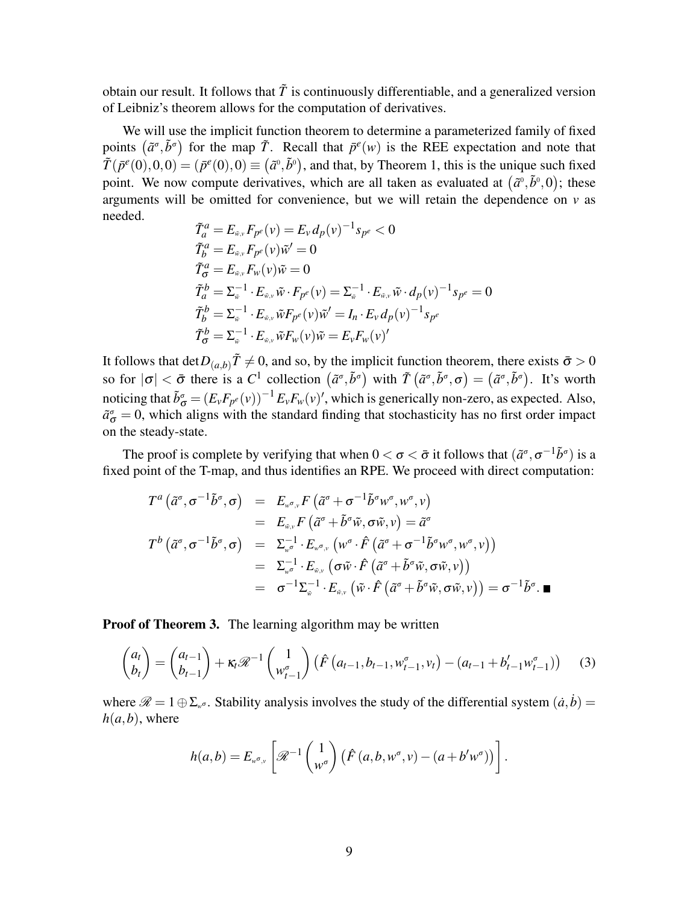obtain our result. It follows that $\tilde{T}$ is continuously differentiable, and a generalized version of Leibniz's theorem allows for the computation of derivatives.

We will use the implicit function theorem to determine a parameterized family of fixed points $\left(\tilde{a}^{\sigma}, \tilde{b}^{\sigma}\right)$ for the map $\tilde{T}$. Recall that $\bar{p}^e(w)$ is the REE expectation and note that $\tilde{T}(\bar{p}^e(0), 0, 0) = (\bar{p}^e(0), 0) \equiv \left(\tilde{a}^0, \tilde{b}^0\right)$, and that, by Theorem 1, this is the unique such fixed point. We now compute derivatives, which are all taken as evaluated at $\left(\tilde{a}^0, \tilde{b}^0, 0\right)$; these arguments will be omitted for convenience, but we will retain the dependence on $v$ as needed.

$$
\begin{aligned}
\tilde{T}_a^a &= E_{\tilde{w},v} F_{p^e}(v) = E_v\, d_p(v)^{-1} s_{p^e} < 0 \\
\tilde{T}_b^a &= E_{\tilde{w},v} F_{p^e}(v) \tilde{w}' = 0 \\
\tilde{T}_\sigma^a &= E_{\tilde{w},v} F_w(v) \tilde{w} = 0 \\
\tilde{T}_a^b &= \Sigma_{\tilde{w}}^{-1} \cdot E_{\tilde{w},v}\, \tilde{w} \cdot F_{p^e}(v) = \Sigma_{\tilde{w}}^{-1} \cdot E_{\tilde{w},v}\, \tilde{w} \cdot d_p(v)^{-1} s_{p^e} = 0 \\
\tilde{T}_b^b &= \Sigma_{\tilde{w}}^{-1} \cdot E_{\tilde{w},v}\, \tilde{w} F_{p^e}(v) \tilde{w}' = I_n \cdot E_v\, d_p(v)^{-1} s_{p^e} \\
\tilde{T}_\sigma^b &= \Sigma_{\tilde{w}}^{-1} \cdot E_{\tilde{w},v}\, \tilde{w} F_w(v) \tilde{w} = E_v F_w(v)'
\end{aligned}
$$

It follows that $\det D_{(a,b)} \tilde{T} \neq 0$, and so, by the implicit function theorem, there exists $\bar{\sigma} > 0$ so for $|\sigma| < \bar{\sigma}$ there is a $C^1$ collection $\left(\tilde{a}^{\sigma}, \tilde{b}^{\sigma}\right)$ with $\tilde{T}\left(\tilde{a}^{\sigma}, \tilde{b}^{\sigma}, \sigma\right) = \left(\tilde{a}^{\sigma}, \tilde{b}^{\sigma}\right)$. It's worth noticing that $\tilde{b}_{\sigma}^{\sigma} = \left(E_v F_{p^e}(v)\right)^{-1} E_v F_w(v)'$, which is generically non-zero, as expected. Also, $\tilde{a}_{\sigma}^{\sigma} = 0$, which aligns with the standard finding that stochasticity has no first order impact on the steady-state.

The proof is complete by verifying that when $0 < \sigma < \bar{\sigma}$ it follows that $(\tilde{a}^{\sigma}, \sigma^{-1}\tilde{b}^{\sigma})$ is a fixed point of the T-map, and thus identifies an RPE. We proceed with direct computation:

$$
\begin{aligned}
T^a\left(\tilde{a}^{\sigma}, \sigma^{-1}\tilde{b}^{\sigma}, \sigma\right) &= E_{w^{\sigma},v} F\left(\tilde{a}^{\sigma} + \sigma^{-1}\tilde{b}^{\sigma} w^{\sigma}, w^{\sigma}, v\right) \\
&= E_{\tilde{w},v} F\left(\tilde{a}^{\sigma} + \tilde{b}^{\sigma}\tilde{w}, \sigma\tilde{w}, v\right) = \tilde{a}^{\sigma} \\
T^b\left(\tilde{a}^{\sigma}, \sigma^{-1}\tilde{b}^{\sigma}, \sigma\right) &= \Sigma_{w^{\sigma}}^{-1} \cdot E_{w^{\sigma},v}\left(w^{\sigma} \cdot \hat{F}\left(\tilde{a}^{\sigma} + \sigma^{-1}\tilde{b}^{\sigma} w^{\sigma}, w^{\sigma}, v\right)\right) \\
&= \Sigma_{w^{\sigma}}^{-1} \cdot E_{\tilde{w},v}\left(\sigma\tilde{w} \cdot \hat{F}\left(\tilde{a}^{\sigma} + \tilde{b}^{\sigma}\tilde{w}, \sigma\tilde{w}, v\right)\right) \\
&= \sigma^{-1}\Sigma_{\tilde{w}}^{-1} \cdot E_{\tilde{w},v}\left(\tilde{w} \cdot \hat{F}\left(\tilde{a}^{\sigma} + \tilde{b}^{\sigma}\tilde{w}, \sigma\tilde{w}, v\right)\right) = \sigma^{-1}\tilde{b}^{\sigma}. \blacksquare
\end{aligned}
$$

**Proof of Theorem 3.** The learning algorithm may be written

$$
\begin{pmatrix} a_t \\ b_t \end{pmatrix} = \begin{pmatrix} a_{t-1} \\ b_{t-1} \end{pmatrix} + \kappa_t \mathscr{R}^{-1} \begin{pmatrix} 1 \\ w_{t-1}^{\sigma} \end{pmatrix} \left(\hat{F}\left(a_{t-1}, b_{t-1}, w_{t-1}^{\sigma}, v_t\right) - \left(a_{t-1} + b_{t-1}' w_{t-1}^{\sigma}\right)\right) \tag{3}
$$

where $\mathscr{R} = 1 \oplus \Sigma_{w^{\sigma}}$. Stability analysis involves the study of the differential system $(\dot{a}, \dot{b}) = h(a,b)$, where

$$
h(a,b) = E_{w^{\sigma},v}\left[\mathscr{R}^{-1} \begin{pmatrix} 1 \\ w^{\sigma} \end{pmatrix} \left(\hat{F}\left(a, b, w^{\sigma}, v\right) - \left(a + b' w^{\sigma}\right)\right)\right].
$$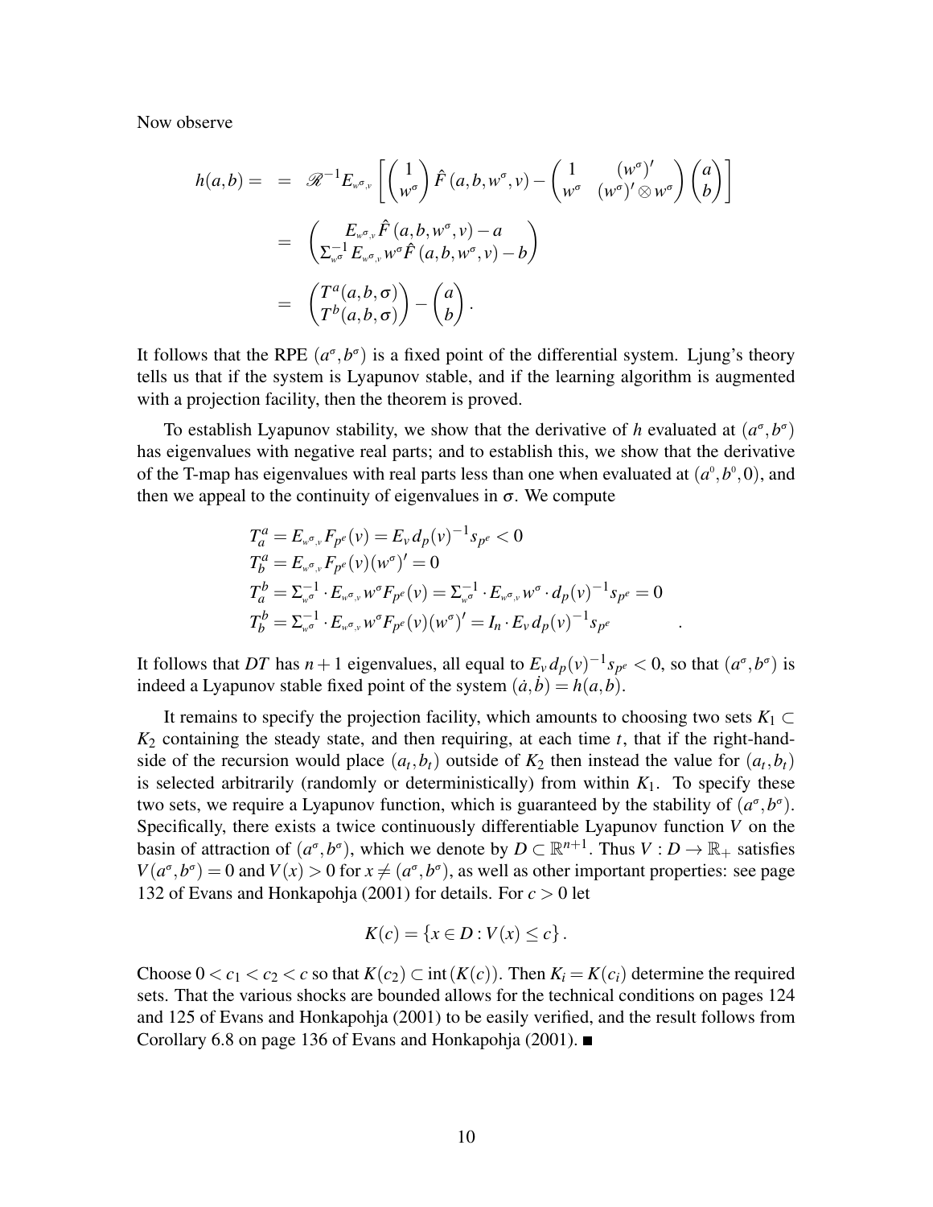Now observe

$$
\begin{aligned}
h(a,b) = \;&= \mathscr{R}^{-1} E_{w^\sigma,v}\left[\begin{pmatrix}1\\ w^\sigma\end{pmatrix}\hat{F}\left(a,b,w^\sigma,v\right) - \begin{pmatrix}1 & (w^\sigma)'\\ w^\sigma & (w^\sigma)'\otimes w^\sigma\end{pmatrix}\begin{pmatrix}a\\ b\end{pmatrix}\right]\\
&= \begin{pmatrix} E_{w^\sigma,v}\hat{F}\left(a,b,w^\sigma,v\right) - a\\ \Sigma_{w^\sigma}^{-1} E_{w^\sigma,v} w^\sigma \hat{F}\left(a,b,w^\sigma,v\right) - b\end{pmatrix}\\
&= \begin{pmatrix}T^a(a,b,\sigma)\\ T^b(a,b,\sigma)\end{pmatrix} - \begin{pmatrix}a\\ b\end{pmatrix}.
\end{aligned}
$$

It follows that the RPE $(a^\sigma, b^\sigma)$ is a fixed point of the differential system. Ljung's theory tells us that if the system is Lyapunov stable, and if the learning algorithm is augmented with a projection facility, then the theorem is proved.

To establish Lyapunov stability, we show that the derivative of $h$ evaluated at $(a^\sigma, b^\sigma)$ has eigenvalues with negative real parts; and to establish this, we show that the derivative of the T-map has eigenvalues with real parts less than one when evaluated at $(a^0, b^0, 0)$, and then we appeal to the continuity of eigenvalues in $\sigma$. We compute

$$
\begin{aligned}
&T_a^a = E_{w^\sigma,v} F_{p^e}(v) = E_v d_p(v)^{-1} s_{p^e} < 0\\
&T_b^a = E_{w^\sigma,v} F_{p^e}(v)(w^\sigma)' = 0\\
&T_a^b = \Sigma_{w^\sigma}^{-1}\cdot E_{w^\sigma,v} w^\sigma F_{p^e}(v) = \Sigma_{w^\sigma}^{-1}\cdot E_{w^\sigma,v} w^\sigma \cdot d_p(v)^{-1} s_{p^e} = 0\\
&T_b^b = \Sigma_{w^\sigma}^{-1}\cdot E_{w^\sigma,v} w^\sigma F_{p^e}(v)(w^\sigma)' = I_n \cdot E_v d_p(v)^{-1} s_{p^e}
\end{aligned}.
$$

It follows that $DT$ has $n+1$ eigenvalues, all equal to $E_v d_p(v)^{-1} s_{p^e} < 0$, so that $(a^\sigma, b^\sigma)$ is indeed a Lyapunov stable fixed point of the system $(\dot{a}, \dot{b}) = h(a,b)$.

It remains to specify the projection facility, which amounts to choosing two sets $K_1 \subset K_2$ containing the steady state, and then requiring, at each time $t$, that if the right-hand-side of the recursion would place $(a_t, b_t)$ outside of $K_2$ then instead the value for $(a_t, b_t)$ is selected arbitrarily (randomly or deterministically) from within $K_1$. To specify these two sets, we require a Lyapunov function, which is guaranteed by the stability of $(a^\sigma, b^\sigma)$. Specifically, there exists a twice continuously differentiable Lyapunov function $V$ on the basin of attraction of $(a^\sigma, b^\sigma)$, which we denote by $D \subset \mathbb{R}^{n+1}$. Thus $V : D \to \mathbb{R}_+$ satisfies $V(a^\sigma, b^\sigma) = 0$ and $V(x) > 0$ for $x \neq (a^\sigma, b^\sigma)$, as well as other important properties: see page 132 of Evans and Honkapohja (2001) for details. For $c > 0$ let

$$
K(c) = \left\{x \in D : V(x) \leq c\right\}.
$$

Choose $0 < c_1 < c_2 < c$ so that $K(c_2) \subset \operatorname{int}(K(c))$. Then $K_i = K(c_i)$ determine the required sets. That the various shocks are bounded allows for the technical conditions on pages 124 and 125 of Evans and Honkapohja (2001) to be easily verified, and the result follows from Corollary 6.8 on page 136 of Evans and Honkapohja (2001). ■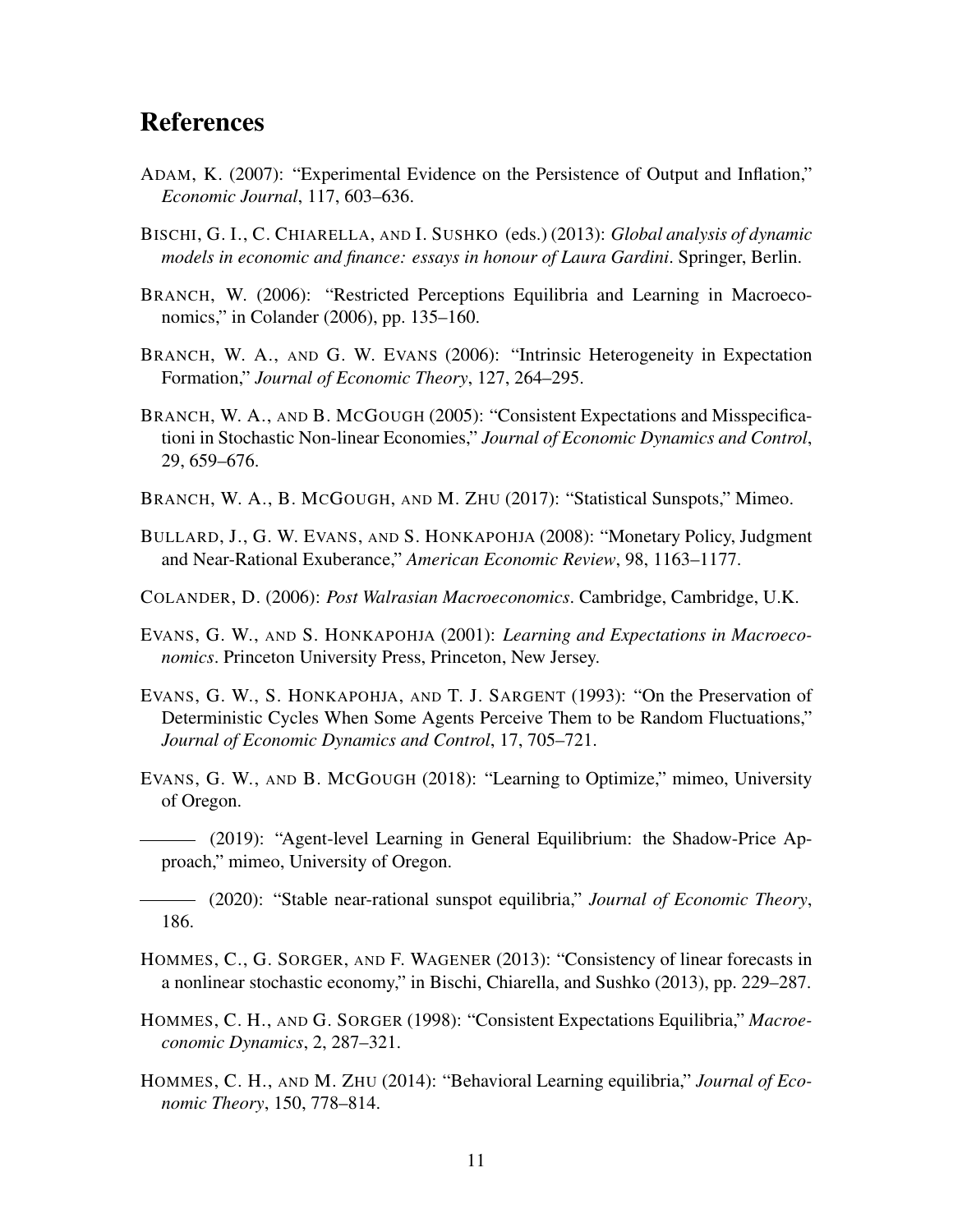# References

ADAM, K. (2007): "Experimental Evidence on the Persistence of Output and Inflation," *Economic Journal*, 117, 603–636.

BISCHI, G. I., C. CHIARELLA, AND I. SUSHKO (eds.) (2013): *Global analysis of dynamic models in economic and finance: essays in honour of Laura Gardini*. Springer, Berlin.

BRANCH, W. (2006): "Restricted Perceptions Equilibria and Learning in Macroeconomics," in Colander (2006), pp. 135–160.

BRANCH, W. A., AND G. W. EVANS (2006): "Intrinsic Heterogeneity in Expectation Formation," *Journal of Economic Theory*, 127, 264–295.

BRANCH, W. A., AND B. MCGOUGH (2005): "Consistent Expectations and Misspecificationi in Stochastic Non-linear Economies," *Journal of Economic Dynamics and Control*, 29, 659–676.

BRANCH, W. A., B. MCGOUGH, AND M. ZHU (2017): "Statistical Sunspots," Mimeo.

BULLARD, J., G. W. EVANS, AND S. HONKAPOHJA (2008): "Monetary Policy, Judgment and Near-Rational Exuberance," *American Economic Review*, 98, 1163–1177.

COLANDER, D. (2006): *Post Walrasian Macroeconomics*. Cambridge, Cambridge, U.K.

EVANS, G. W., AND S. HONKAPOHJA (2001): *Learning and Expectations in Macroeconomics*. Princeton University Press, Princeton, New Jersey.

EVANS, G. W., S. HONKAPOHJA, AND T. J. SARGENT (1993): "On the Preservation of Deterministic Cycles When Some Agents Perceive Them to be Random Fluctuations," *Journal of Economic Dynamics and Control*, 17, 705–721.

EVANS, G. W., AND B. MCGOUGH (2018): "Learning to Optimize," mimeo, University of Oregon.

——— (2019): "Agent-level Learning in General Equilibrium: the Shadow-Price Approach," mimeo, University of Oregon.

——— (2020): "Stable near-rational sunspot equilibria," *Journal of Economic Theory*, 186.

HOMMES, C., G. SORGER, AND F. WAGENER (2013): "Consistency of linear forecasts in a nonlinear stochastic economy," in Bischi, Chiarella, and Sushko (2013), pp. 229–287.

HOMMES, C. H., AND G. SORGER (1998): "Consistent Expectations Equilibria," *Macroeconomic Dynamics*, 2, 287–321.

HOMMES, C. H., AND M. ZHU (2014): "Behavioral Learning equilibria," *Journal of Economic Theory*, 150, 778–814.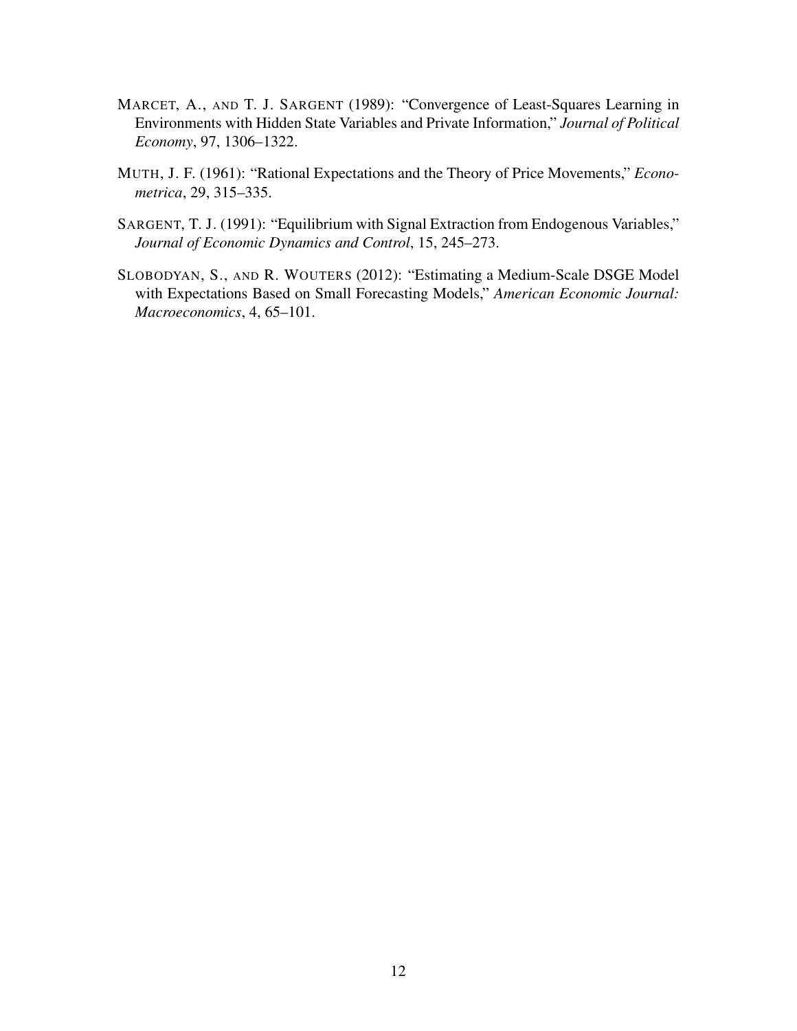MARCET, A., AND T. J. SARGENT (1989): "Convergence of Least-Squares Learning in Environments with Hidden State Variables and Private Information," *Journal of Political Economy*, 97, 1306–1322.

MUTH, J. F. (1961): "Rational Expectations and the Theory of Price Movements," *Econometrica*, 29, 315–335.

SARGENT, T. J. (1991): "Equilibrium with Signal Extraction from Endogenous Variables," *Journal of Economic Dynamics and Control*, 15, 245–273.

SLOBODYAN, S., AND R. WOUTERS (2012): "Estimating a Medium-Scale DSGE Model with Expectations Based on Small Forecasting Models," *American Economic Journal: Macroeconomics*, 4, 65–101.